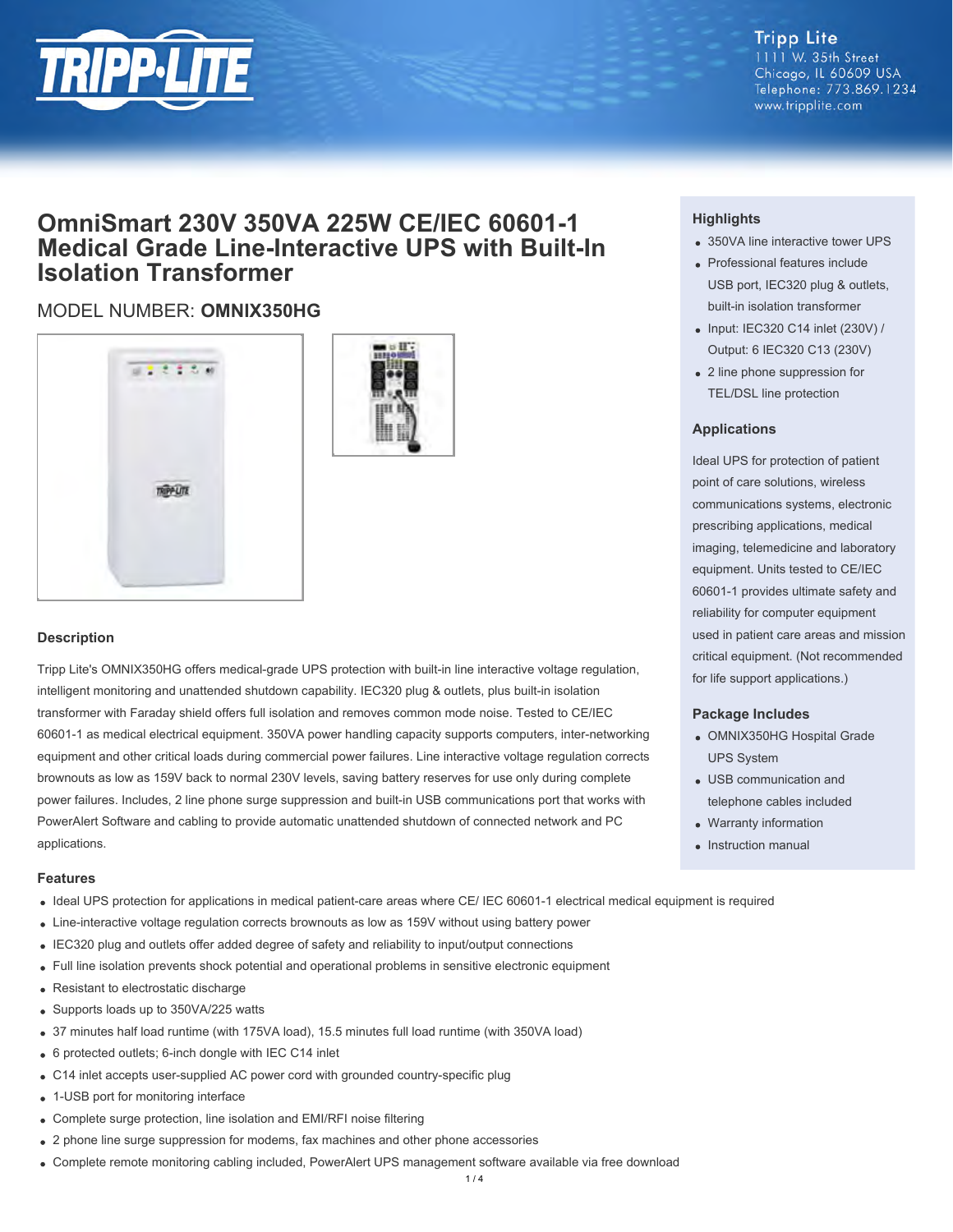Tripp Lite
1111 W. 35th Street
Chicago, IL 60609 USA
Telephone: 773.869.1234
www.tripplite.com

# OmniSmart 230V 350VA 225W CE/IEC 60601-1 Medical Grade Line-Interactive UPS with Built-In Isolation Transformer

MODEL NUMBER: **OMNIX350HG**

## Description

Tripp Lite's OMNIX350HG offers medical-grade UPS protection with built-in line interactive voltage regulation, intelligent monitoring and unattended shutdown capability. IEC320 plug & outlets, plus built-in isolation transformer with Faraday shield offers full isolation and removes common mode noise. Tested to CE/IEC 60601-1 as medical electrical equipment. 350VA power handling capacity supports computers, inter-networking equipment and other critical loads during commercial power failures. Line interactive voltage regulation corrects brownouts as low as 159V back to normal 230V levels, saving battery reserves for use only during complete power failures. Includes, 2 line phone surge suppression and built-in USB communications port that works with PowerAlert Software and cabling to provide automatic unattended shutdown of connected network and PC applications.

## Highlights

- 350VA line interactive tower UPS
- Professional features include USB port, IEC320 plug & outlets, built-in isolation transformer
- Input: IEC320 C14 inlet (230V) / Output: 6 IEC320 C13 (230V)
- 2 line phone suppression for TEL/DSL line protection

## Applications

Ideal UPS for protection of patient point of care solutions, wireless communications systems, electronic prescribing applications, medical imaging, telemedicine and laboratory equipment. Units tested to CE/IEC 60601-1 provides ultimate safety and reliability for computer equipment used in patient care areas and mission critical equipment. (Not recommended for life support applications.)

## Package Includes

- OMNIX350HG Hospital Grade UPS System
- USB communication and telephone cables included
- Warranty information
- Instruction manual

## Features

- Ideal UPS protection for applications in medical patient-care areas where CE/ IEC 60601-1 electrical medical equipment is required
- Line-interactive voltage regulation corrects brownouts as low as 159V without using battery power
- IEC320 plug and outlets offer added degree of safety and reliability to input/output connections
- Full line isolation prevents shock potential and operational problems in sensitive electronic equipment
- Resistant to electrostatic discharge
- Supports loads up to 350VA/225 watts
- 37 minutes half load runtime (with 175VA load), 15.5 minutes full load runtime (with 350VA load)
- 6 protected outlets; 6-inch dongle with IEC C14 inlet
- C14 inlet accepts user-supplied AC power cord with grounded country-specific plug
- 1-USB port for monitoring interface
- Complete surge protection, line isolation and EMI/RFI noise filtering
- 2 phone line surge suppression for modems, fax machines and other phone accessories
- Complete remote monitoring cabling included, PowerAlert UPS management software available via free download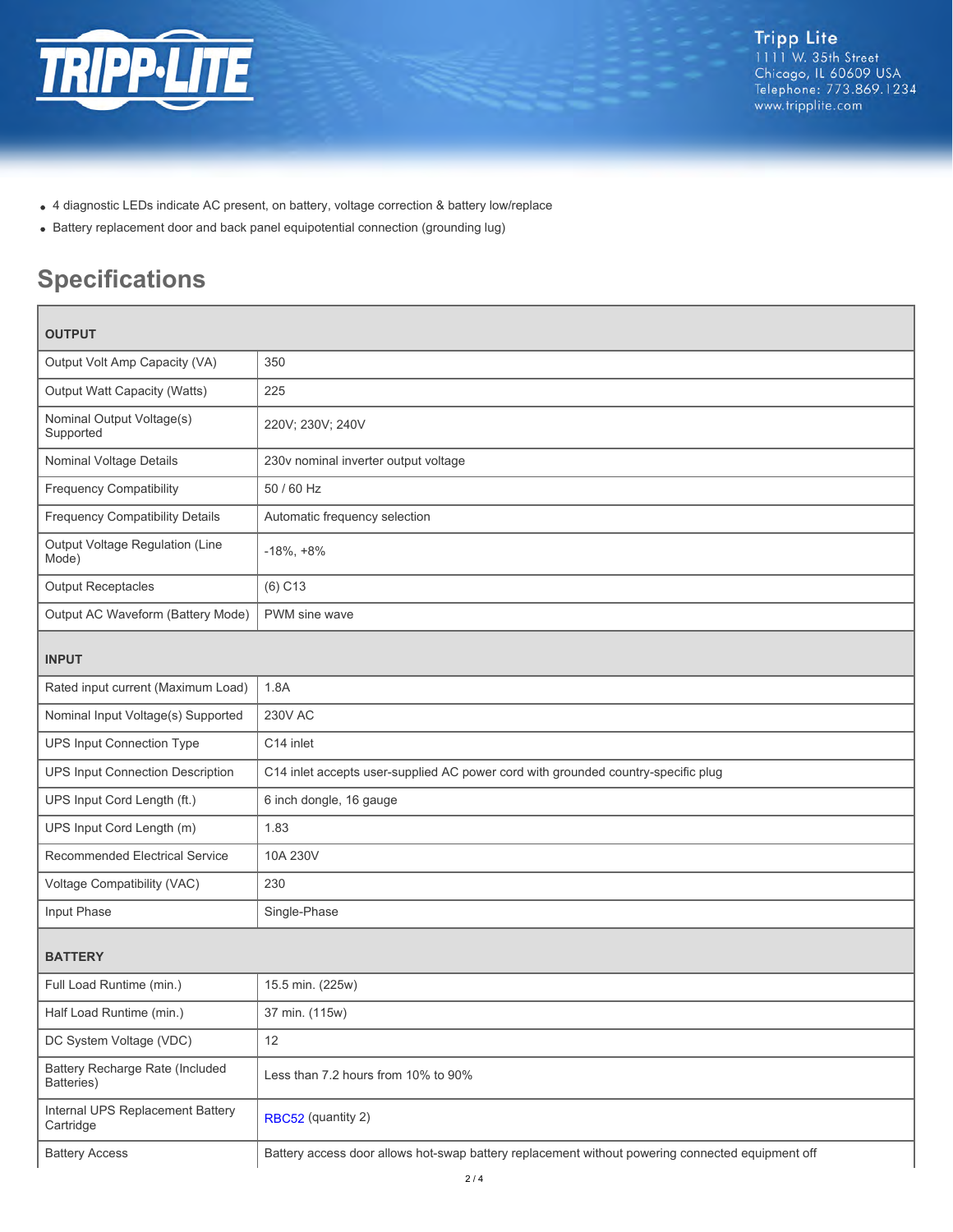- 4 diagnostic LEDs indicate AC present, on battery, voltage correction & battery low/replace
- Battery replacement door and back panel equipotential connection (grounding lug)

## Specifications

| **OUTPUT** | |
|---|---|
| Output Volt Amp Capacity (VA) | 350 |
| Output Watt Capacity (Watts) | 225 |
| Nominal Output Voltage(s) Supported | 220V; 230V; 240V |
| Nominal Voltage Details | 230v nominal inverter output voltage |
| Frequency Compatibility | 50 / 60 Hz |
| Frequency Compatibility Details | Automatic frequency selection |
| Output Voltage Regulation (Line Mode) | -18%, +8% |
| Output Receptacles | (6) C13 |
| Output AC Waveform (Battery Mode) | PWM sine wave |
| **INPUT** | |
| Rated input current (Maximum Load) | 1.8A |
| Nominal Input Voltage(s) Supported | 230V AC |
| UPS Input Connection Type | C14 inlet |
| UPS Input Connection Description | C14 inlet accepts user-supplied AC power cord with grounded country-specific plug |
| UPS Input Cord Length (ft.) | 6 inch dongle, 16 gauge |
| UPS Input Cord Length (m) | 1.83 |
| Recommended Electrical Service | 10A 230V |
| Voltage Compatibility (VAC) | 230 |
| Input Phase | Single-Phase |
| **BATTERY** | |
| Full Load Runtime (min.) | 15.5 min. (225w) |
| Half Load Runtime (min.) | 37 min. (115w) |
| DC System Voltage (VDC) | 12 |
| Battery Recharge Rate (Included Batteries) | Less than 7.2 hours from 10% to 90% |
| Internal UPS Replacement Battery Cartridge | RBC52 (quantity 2) |
| Battery Access | Battery access door allows hot-swap battery replacement without powering connected equipment off |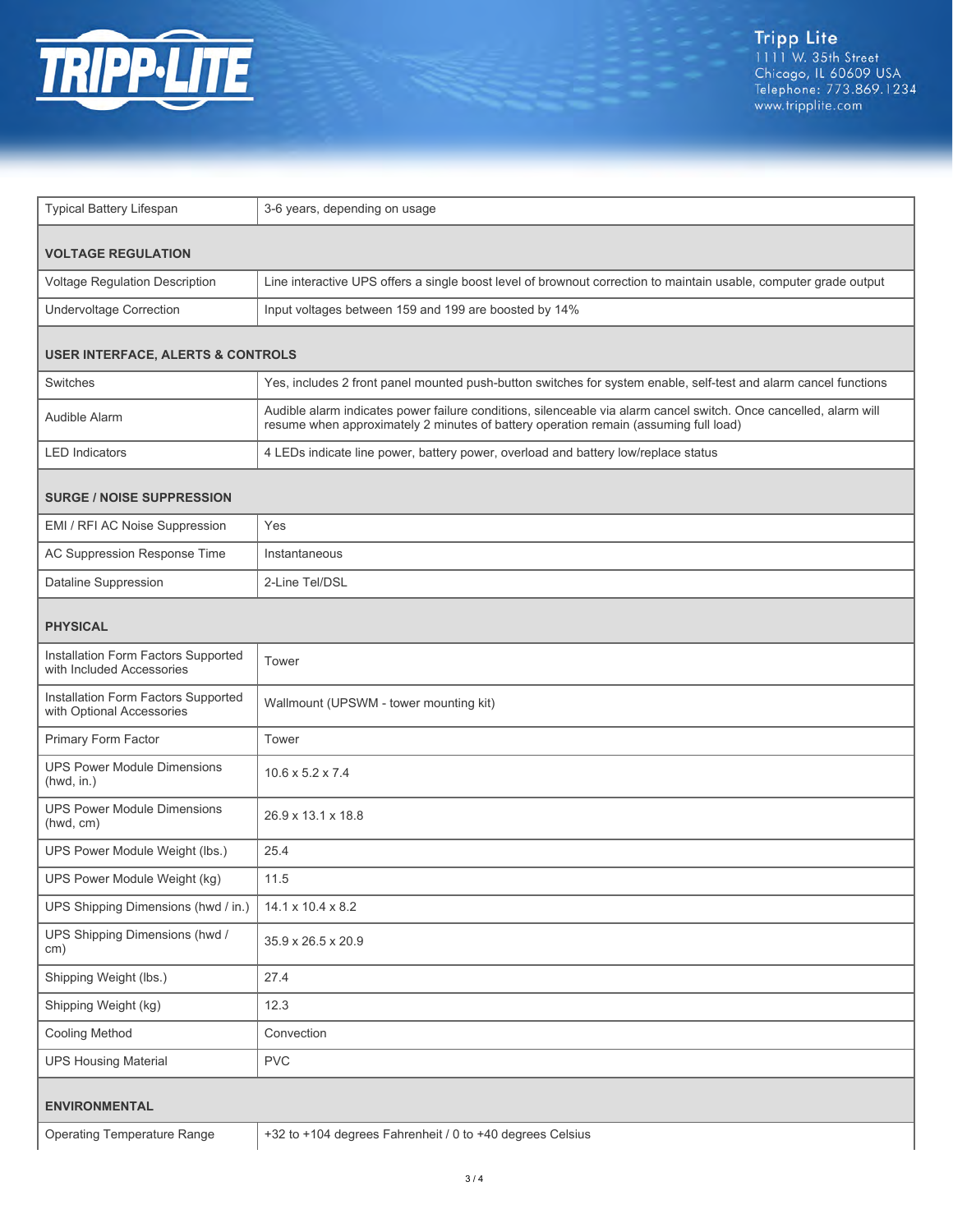| | |
|---|---|
| Typical Battery Lifespan | 3-6 years, depending on usage |
| **VOLTAGE REGULATION** | |
| Voltage Regulation Description | Line interactive UPS offers a single boost level of brownout correction to maintain usable, computer grade output |
| Undervoltage Correction | Input voltages between 159 and 199 are boosted by 14% |
| **USER INTERFACE, ALERTS & CONTROLS** | |
| Switches | Yes, includes 2 front panel mounted push-button switches for system enable, self-test and alarm cancel functions |
| Audible Alarm | Audible alarm indicates power failure conditions, silenceable via alarm cancel switch. Once cancelled, alarm will resume when approximately 2 minutes of battery operation remain (assuming full load) |
| LED Indicators | 4 LEDs indicate line power, battery power, overload and battery low/replace status |
| **SURGE / NOISE SUPPRESSION** | |
| EMI / RFI AC Noise Suppression | Yes |
| AC Suppression Response Time | Instantaneous |
| Dataline Suppression | 2-Line Tel/DSL |
| **PHYSICAL** | |
| Installation Form Factors Supported with Included Accessories | Tower |
| Installation Form Factors Supported with Optional Accessories | Wallmount (UPSWM - tower mounting kit) |
| Primary Form Factor | Tower |
| UPS Power Module Dimensions (hwd, in.) | 10.6 x 5.2 x 7.4 |
| UPS Power Module Dimensions (hwd, cm) | 26.9 x 13.1 x 18.8 |
| UPS Power Module Weight (lbs.) | 25.4 |
| UPS Power Module Weight (kg) | 11.5 |
| UPS Shipping Dimensions (hwd / in.) | 14.1 x 10.4 x 8.2 |
| UPS Shipping Dimensions (hwd / cm) | 35.9 x 26.5 x 20.9 |
| Shipping Weight (lbs.) | 27.4 |
| Shipping Weight (kg) | 12.3 |
| Cooling Method | Convection |
| UPS Housing Material | PVC |
| **ENVIRONMENTAL** | |
| Operating Temperature Range | +32 to +104 degrees Fahrenheit / 0 to +40 degrees Celsius |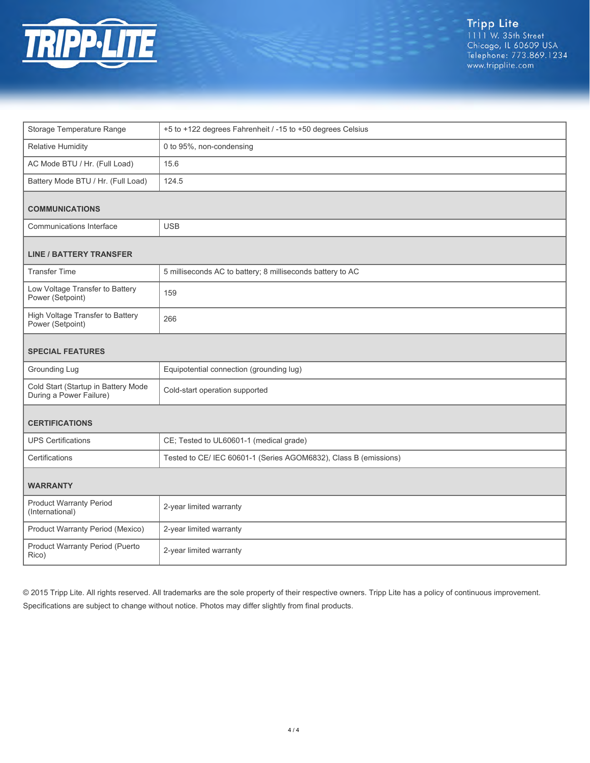| | |
|---|---|
| Storage Temperature Range | +5 to +122 degrees Fahrenheit / -15 to +50 degrees Celsius |
| Relative Humidity | 0 to 95%, non-condensing |
| AC Mode BTU / Hr. (Full Load) | 15.6 |
| Battery Mode BTU / Hr. (Full Load) | 124.5 |
| **COMMUNICATIONS** | |
| Communications Interface | USB |
| **LINE / BATTERY TRANSFER** | |
| Transfer Time | 5 milliseconds AC to battery; 8 milliseconds battery to AC |
| Low Voltage Transfer to Battery Power (Setpoint) | 159 |
| High Voltage Transfer to Battery Power (Setpoint) | 266 |
| **SPECIAL FEATURES** | |
| Grounding Lug | Equipotential connection (grounding lug) |
| Cold Start (Startup in Battery Mode During a Power Failure) | Cold-start operation supported |
| **CERTIFICATIONS** | |
| UPS Certifications | CE; Tested to UL60601-1 (medical grade) |
| Certifications | Tested to CE/ IEC 60601-1 (Series AGOM6832), Class B (emissions) |
| **WARRANTY** | |
| Product Warranty Period (International) | 2-year limited warranty |
| Product Warranty Period (Mexico) | 2-year limited warranty |
| Product Warranty Period (Puerto Rico) | 2-year limited warranty |

© 2015 Tripp Lite. All rights reserved. All trademarks are the sole property of their respective owners. Tripp Lite has a policy of continuous improvement. Specifications are subject to change without notice. Photos may differ slightly from final products.